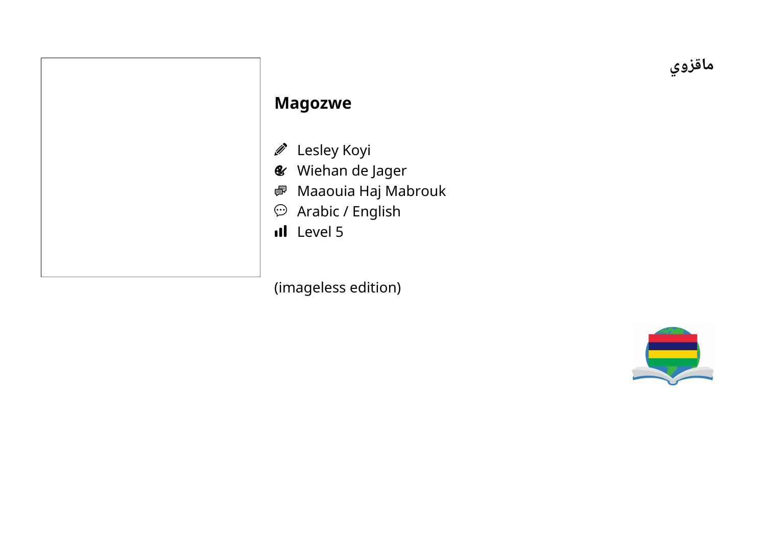ماقزوي

# Magozwe

- Lesley Koyi
- Wiehan de Jager
- Maaouia Haj Mabrouk
- Arabic / English
- Level 5

(imageless edition)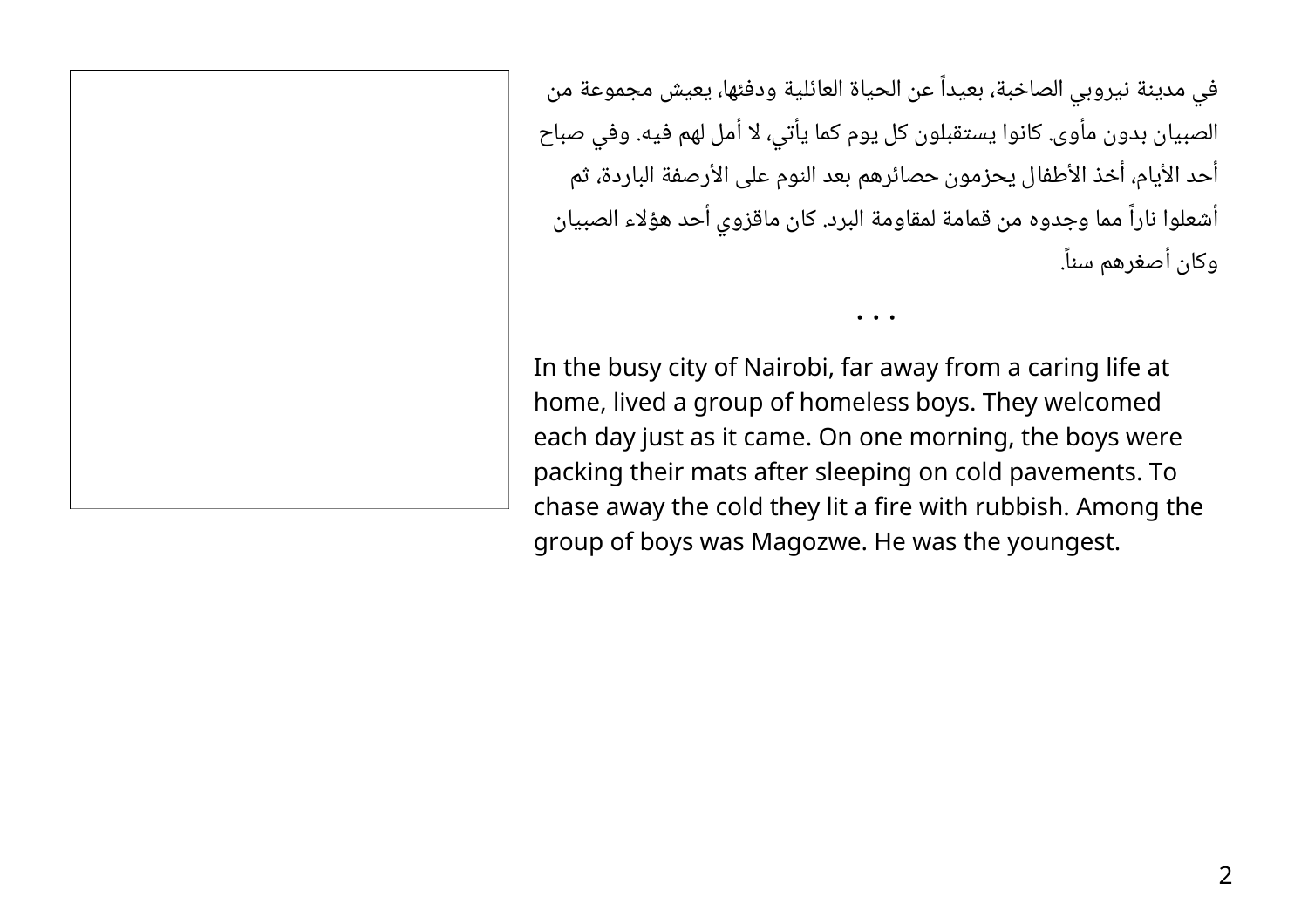في مدينة نيروبي الصاخبة، بعيداً عن الحياة العائلية ودفئها، يعيش مجموعة من الصبيان بدون مأوى. كانوا يستقبلون كل يوم كما يأتي، لا أمل لهم فيه. وفي صباح أحد الأيام، أخذ الأطفال يحزمون حصائرهم بعد النوم على الأرصفة الباردة، ثم أشعلوا ناراً مما وجدوه من قمامة لمقاومة البرد. كان ماقزوي أحد هؤلاء الصبيان وكان أصغرهم سناً.

• • •

In the busy city of Nairobi, far away from a caring life at home, lived a group of homeless boys. They welcomed each day just as it came. On one morning, the boys were packing their mats after sleeping on cold pavements. To chase away the cold they lit a fire with rubbish. Among the group of boys was Magozwe. He was the youngest.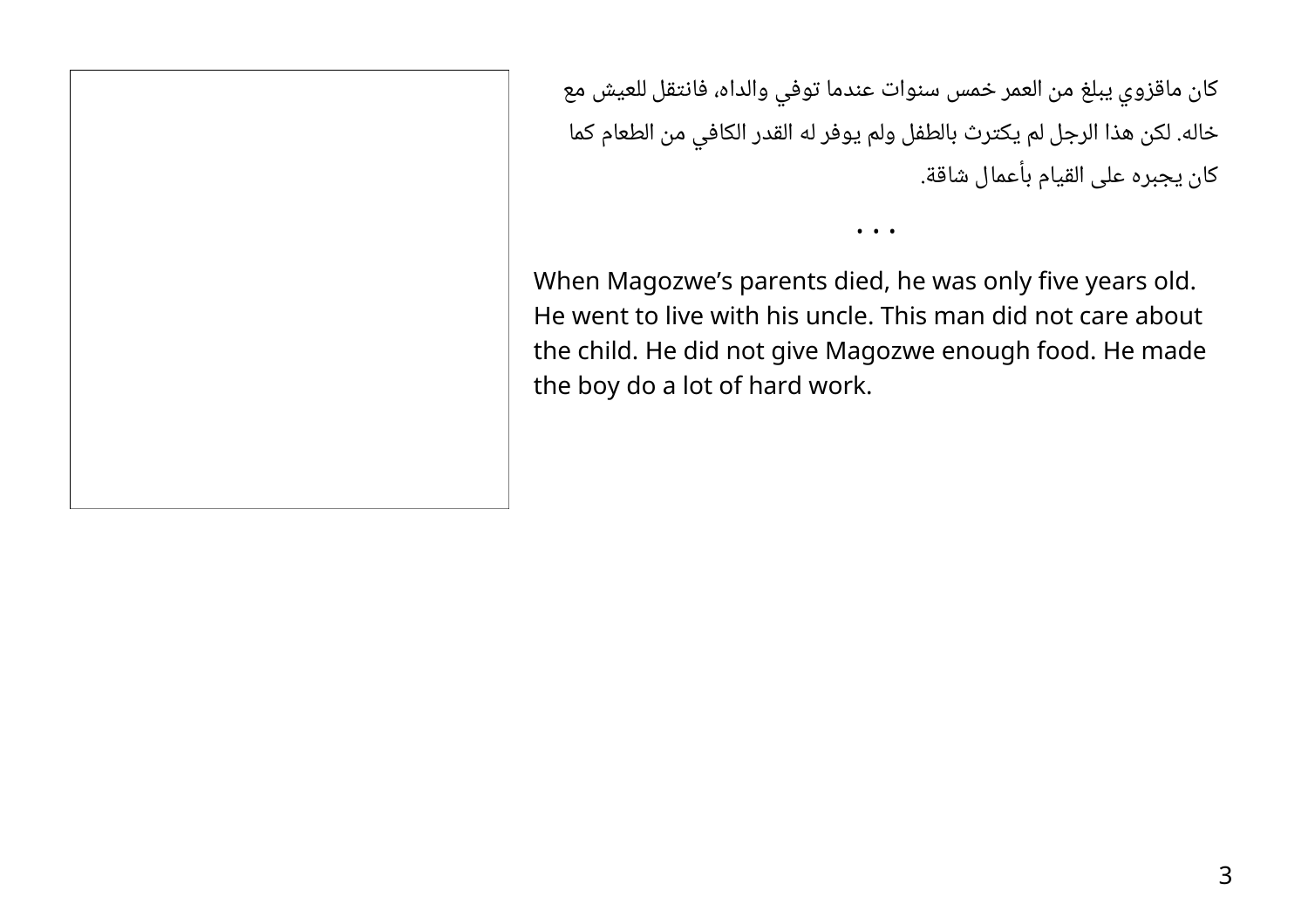كان ماقزوي يبلغ من العمر خمس سنوات عندما توفي والداه، فانتقل للعيش مع خاله. لكن هذا الرجل لم يكترث بالطفل ولم يوفر له القدر الكافي من الطعام كما كان يجبره على القيام بأعمال شاقة.

• • •

When Magozwe's parents died, he was only five years old. He went to live with his uncle. This man did not care about the child. He did not give Magozwe enough food. He made the boy do a lot of hard work.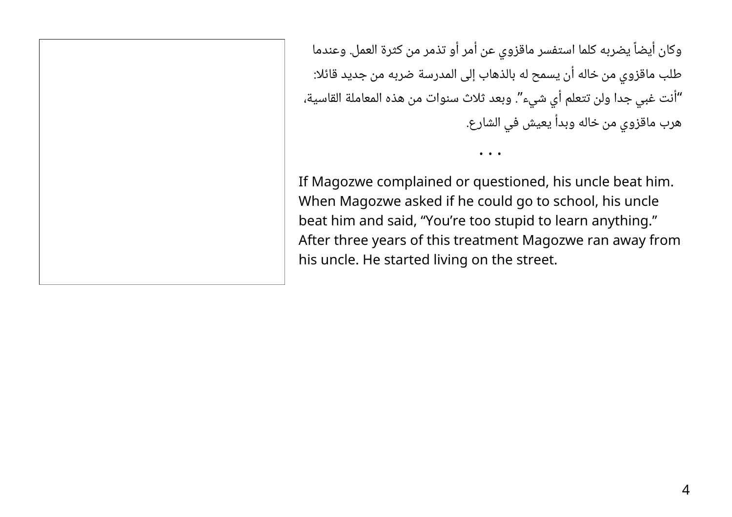وكان أيضاً يضربه كلما استفسر ماقزوي عن أمر أو تذمر من كثرة العمل. وعندما طلب ماقزوي من خاله أن يسمح له بالذهاب إلى المدرسة ضربه من جديد قائلا: "أنت غبي جدا ولن تتعلم أي شيء". وبعد ثلاث سنوات من هذه المعاملة القاسية، هرب ماقزوي من خاله وبدأ يعيش في الشارع.

• • •

If Magozwe complained or questioned, his uncle beat him. When Magozwe asked if he could go to school, his uncle beat him and said, "You're too stupid to learn anything." After three years of this treatment Magozwe ran away from his uncle. He started living on the street.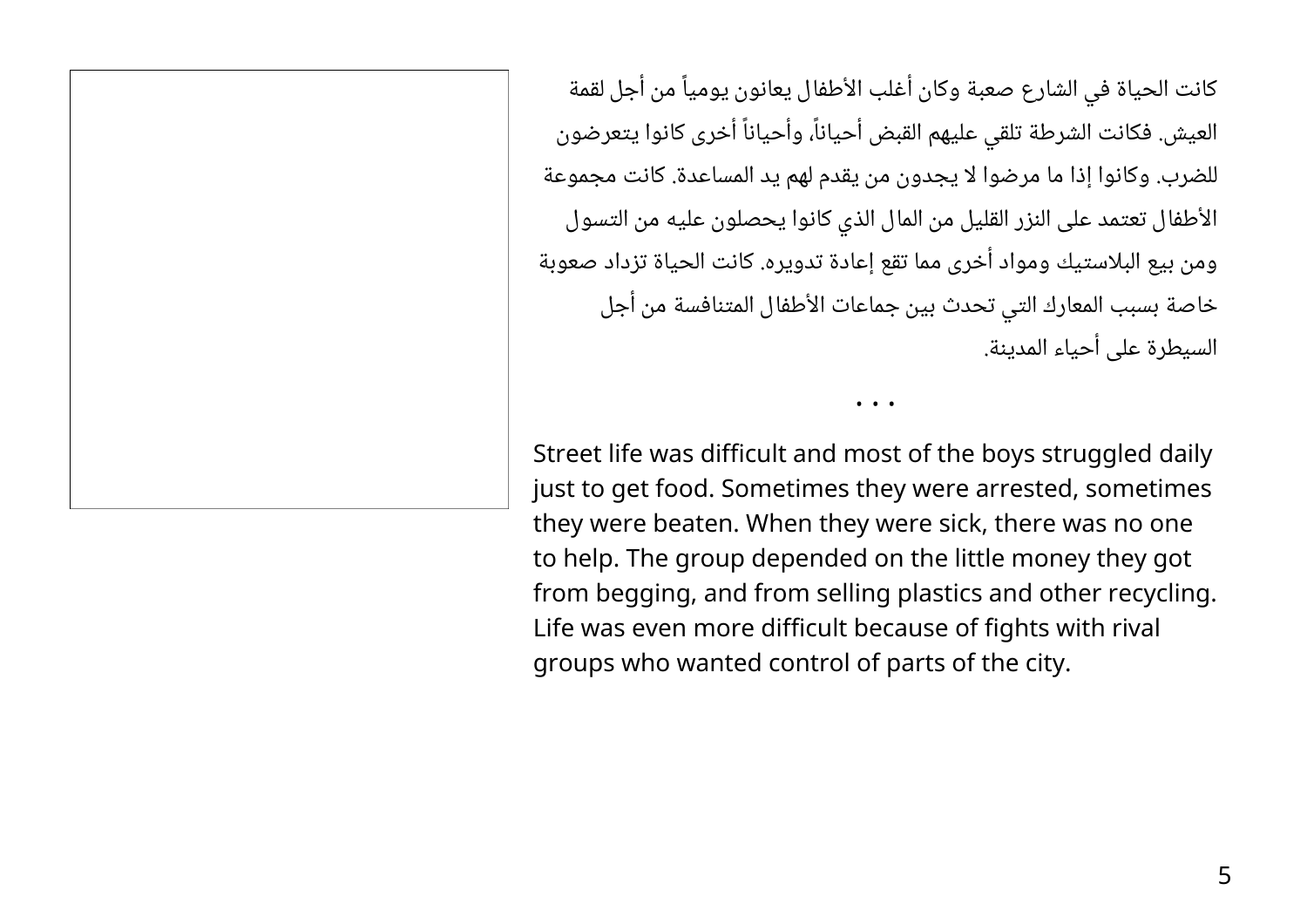كانت الحياة في الشارع صعبة وكان أغلب الأطفال يعانون يومياً من أجل لقمة العيش. فكانت الشرطة تلقي عليهم القبض أحياناً، وأحياناً أخرى كانوا يتعرضون للضرب. وكانوا إذا ما مرضوا لا يجدون من يقدم لهم يد المساعدة. كانت مجموعة الأطفال تعتمد على النزر القليل من المال الذي كانوا يحصلون عليه من التسول ومن بيع البلاستيك ومواد أخرى مما تقع إعادة تدويره. كانت الحياة تزداد صعوبة خاصة بسبب المعارك التي تحدث بين جماعات الأطفال المتنافسة من أجل السيطرة على أحياء المدينة.

• • •

Street life was difficult and most of the boys struggled daily just to get food. Sometimes they were arrested, sometimes they were beaten. When they were sick, there was no one to help. The group depended on the little money they got from begging, and from selling plastics and other recycling. Life was even more difficult because of fights with rival groups who wanted control of parts of the city.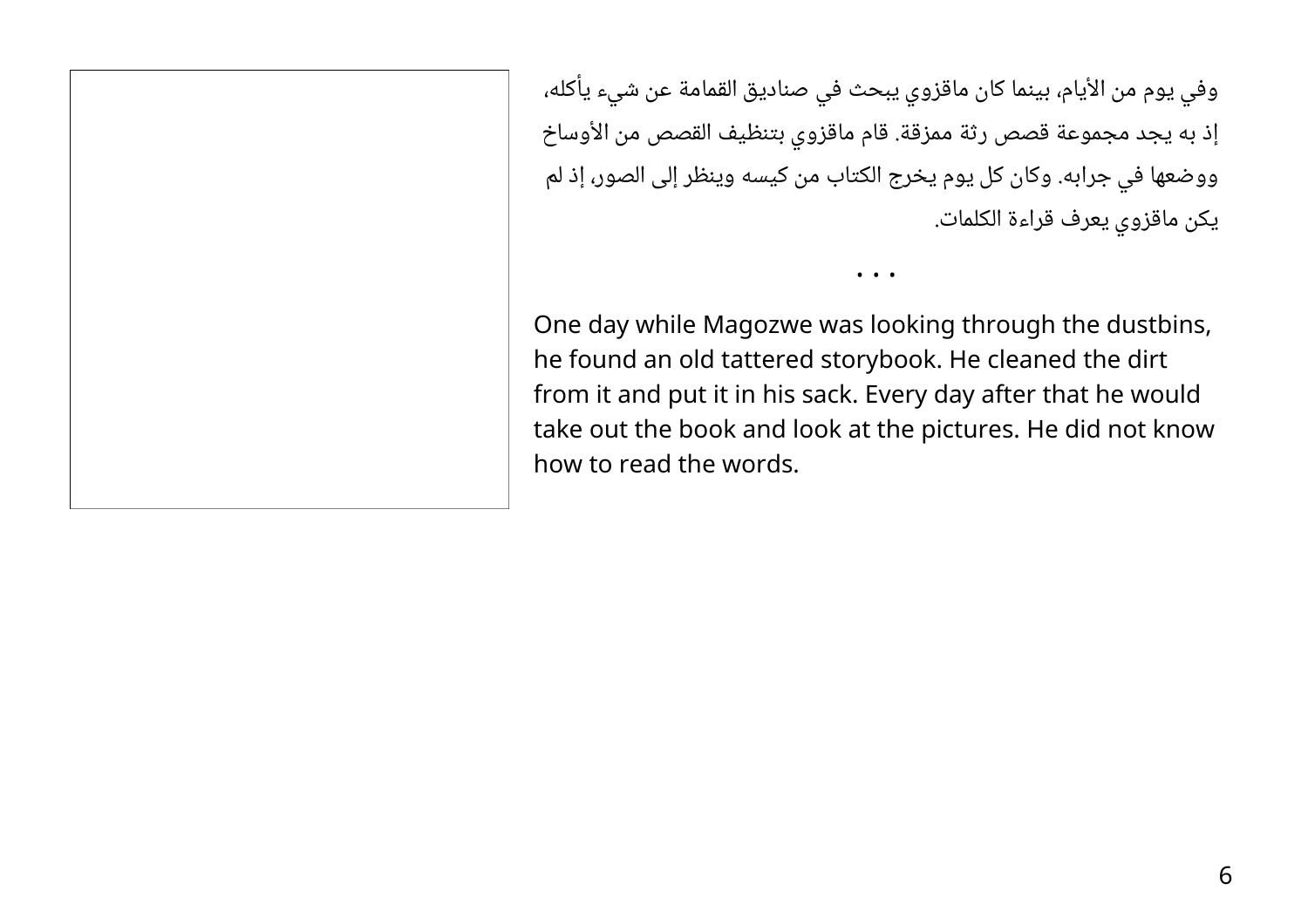وفي يوم من الأيام، بينما كان ماقزوي يبحث في صناديق القمامة عن شيء يأكله، إذ به يجد مجموعة قصص رثة ممزقة. قام ماقزوي بتنظيف القصص من الأوساخ ووضعها في جرابه. وكان كل يوم يخرج الكتاب من كيسه وينظر إلى الصور، إذ لم يكن ماقزوي يعرف قراءة الكلمات.

• • •

One day while Magozwe was looking through the dustbins, he found an old tattered storybook. He cleaned the dirt from it and put it in his sack. Every day after that he would take out the book and look at the pictures. He did not know how to read the words.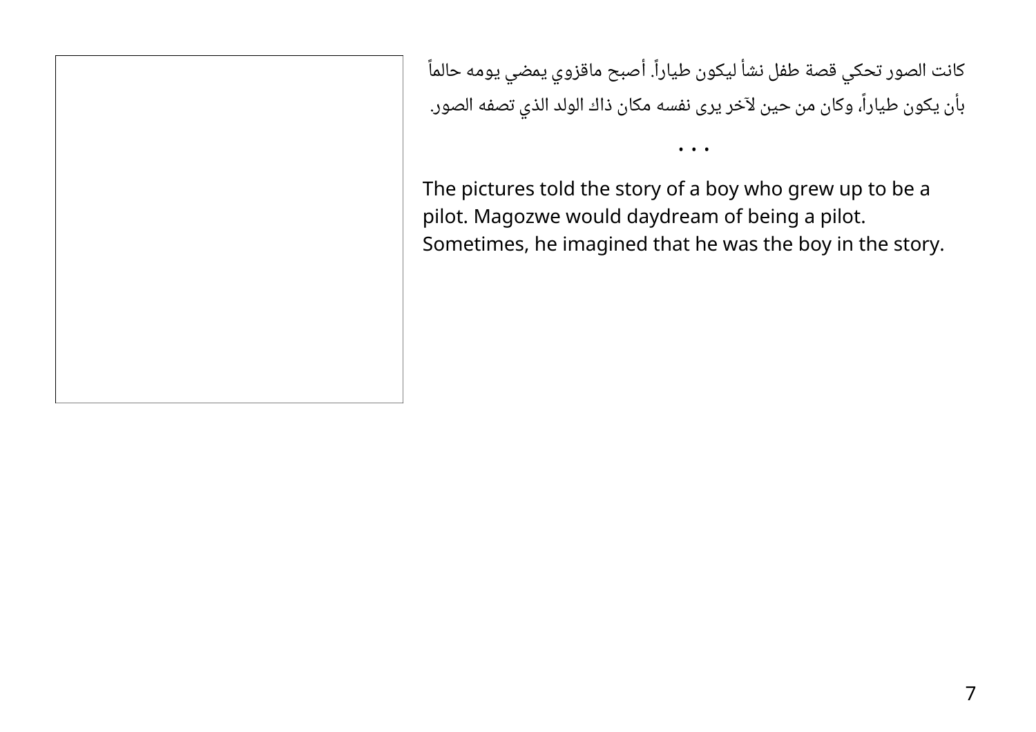كانت الصور تحكي قصة طفل نشأ ليكون طياراً. أصبح ماقزوي يمضي يومه حالماً بأن يكون طياراً، وكان من حين لآخر يرى نفسه مكان ذاك الولد الذي تصفه الصور.

• • •

The pictures told the story of a boy who grew up to be a pilot. Magozwe would daydream of being a pilot. Sometimes, he imagined that he was the boy in the story.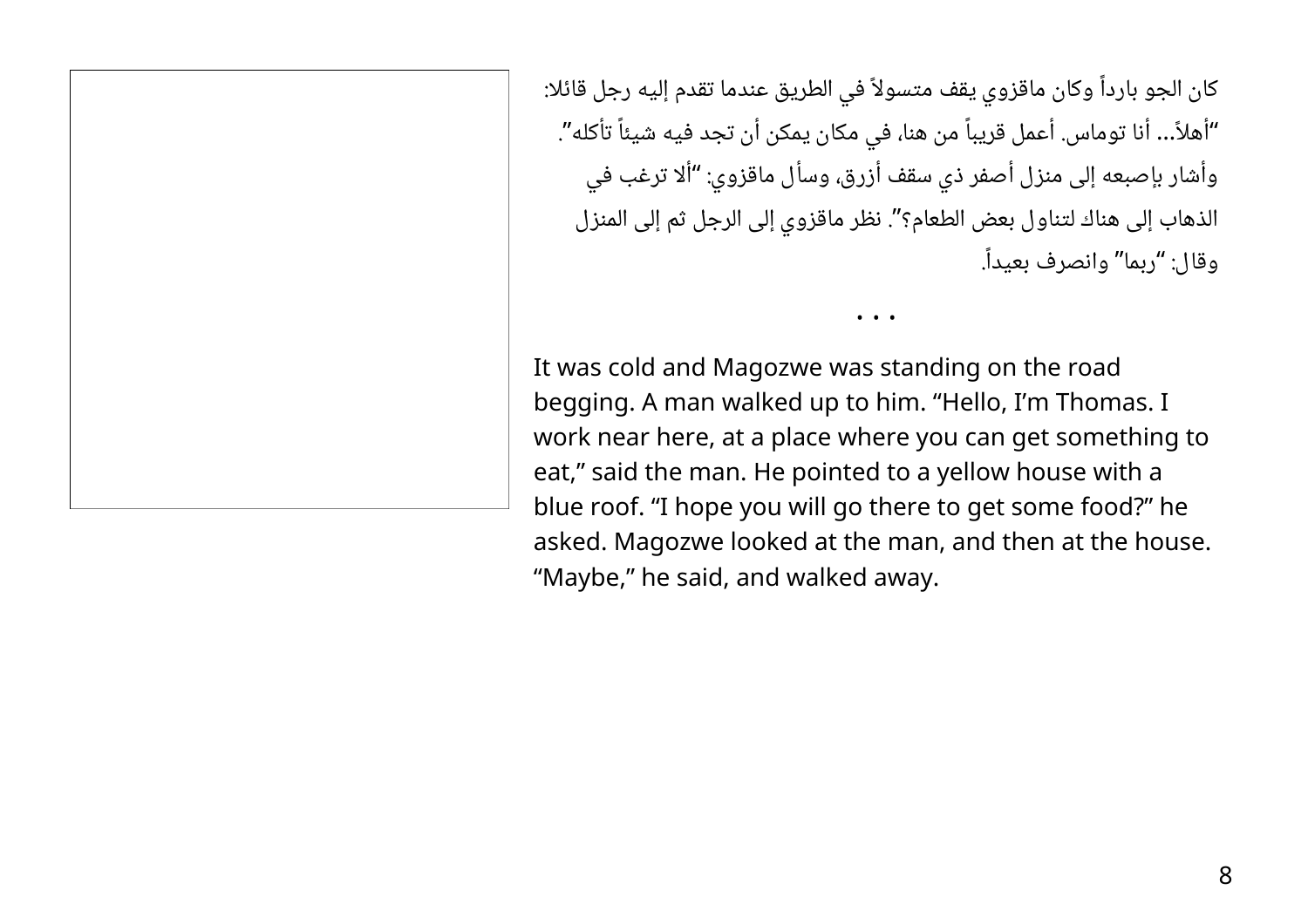كان الجو بارداً وكان ماقزوي يقف متسولاً في الطريق عندما تقدم إليه رجل قائلا: "أهلاً... أنا توماس. أعمل قريباً من هنا، في مكان يمكن أن تجد فيه شيئاً تأكله". وأشار بإصبعه إلى منزل أصفر ذي سقف أزرق، وسأل ماقزوي: "ألا ترغب في الذهاب إلى هناك لتناول بعض الطعام؟". نظر ماقزوي إلى الرجل ثم إلى المنزل وقال: "ربما" وانصرف بعيداً.

• • •

It was cold and Magozwe was standing on the road begging. A man walked up to him. "Hello, I'm Thomas. I work near here, at a place where you can get something to eat," said the man. He pointed to a yellow house with a blue roof. "I hope you will go there to get some food?" he asked. Magozwe looked at the man, and then at the house. "Maybe," he said, and walked away.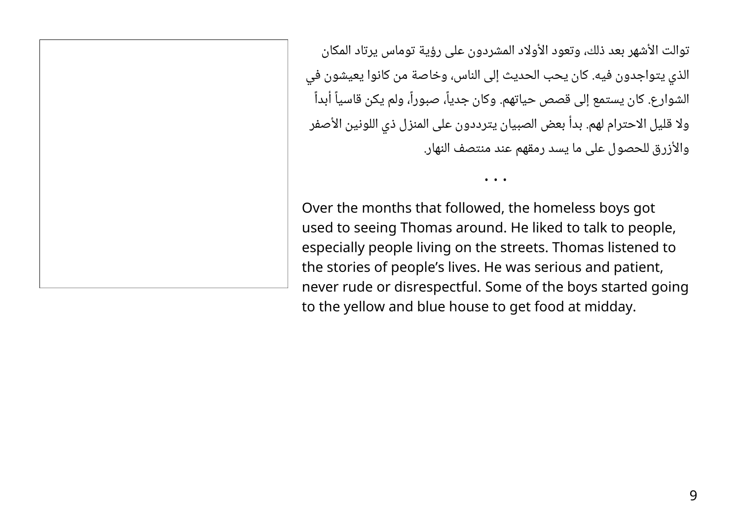توالت الأشهر بعد ذلك، وتعود الأولاد المشردون على رؤية توماس يرتاد المكان الذي يتواجدون فيه. كان يحب الحديث إلى الناس، وخاصة من كانوا يعيشون في الشوارع. كان يستمع إلى قصص حياتهم. وكان جدياً، صبوراً، ولم يكن قاسياً أبداً ولا قليل الاحترام لهم. بدأ بعض الصبيان يترددون على المنزل ذي اللونين الأصفر والأزرق للحصول على ما يسد رمقهم عند منتصف النهار.

• • •

Over the months that followed, the homeless boys got used to seeing Thomas around. He liked to talk to people, especially people living on the streets. Thomas listened to the stories of people's lives. He was serious and patient, never rude or disrespectful. Some of the boys started going to the yellow and blue house to get food at midday.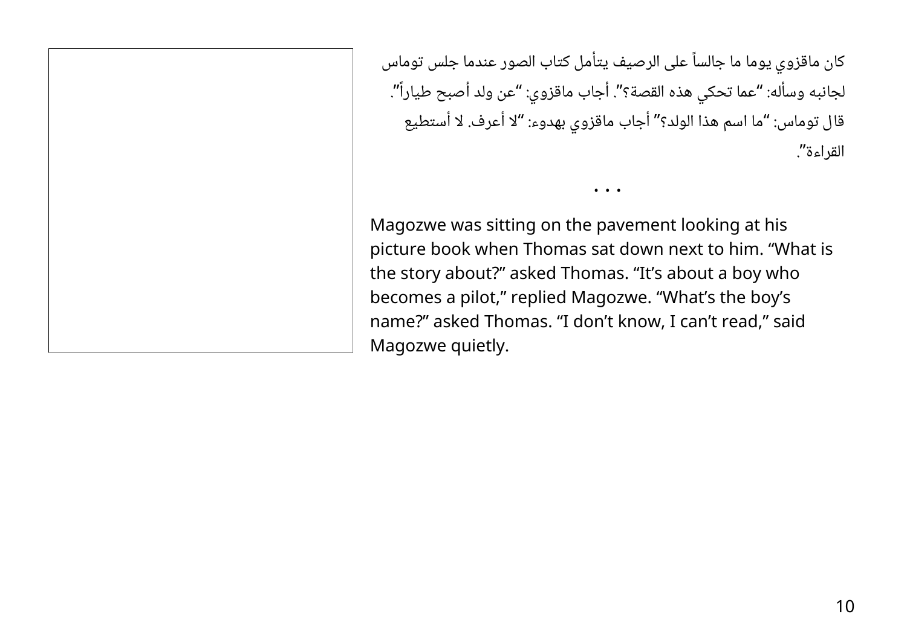كان ماقزوي يوما ما جالساً على الرصيف يتأمل كتاب الصور عندما جلس توماس لجانبه وسأله: "عما تحكي هذه القصة؟". أجاب ماقزوي: "عن ولد أصبح طياراً". قال توماس: "ما اسم هذا الولد؟" أجاب ماقزوي بهدوء: "لا أعرف. لا أستطيع القراءة".

• • •

Magozwe was sitting on the pavement looking at his picture book when Thomas sat down next to him. "What is the story about?" asked Thomas. "It's about a boy who becomes a pilot," replied Magozwe. "What's the boy's name?" asked Thomas. "I don't know, I can't read," said Magozwe quietly.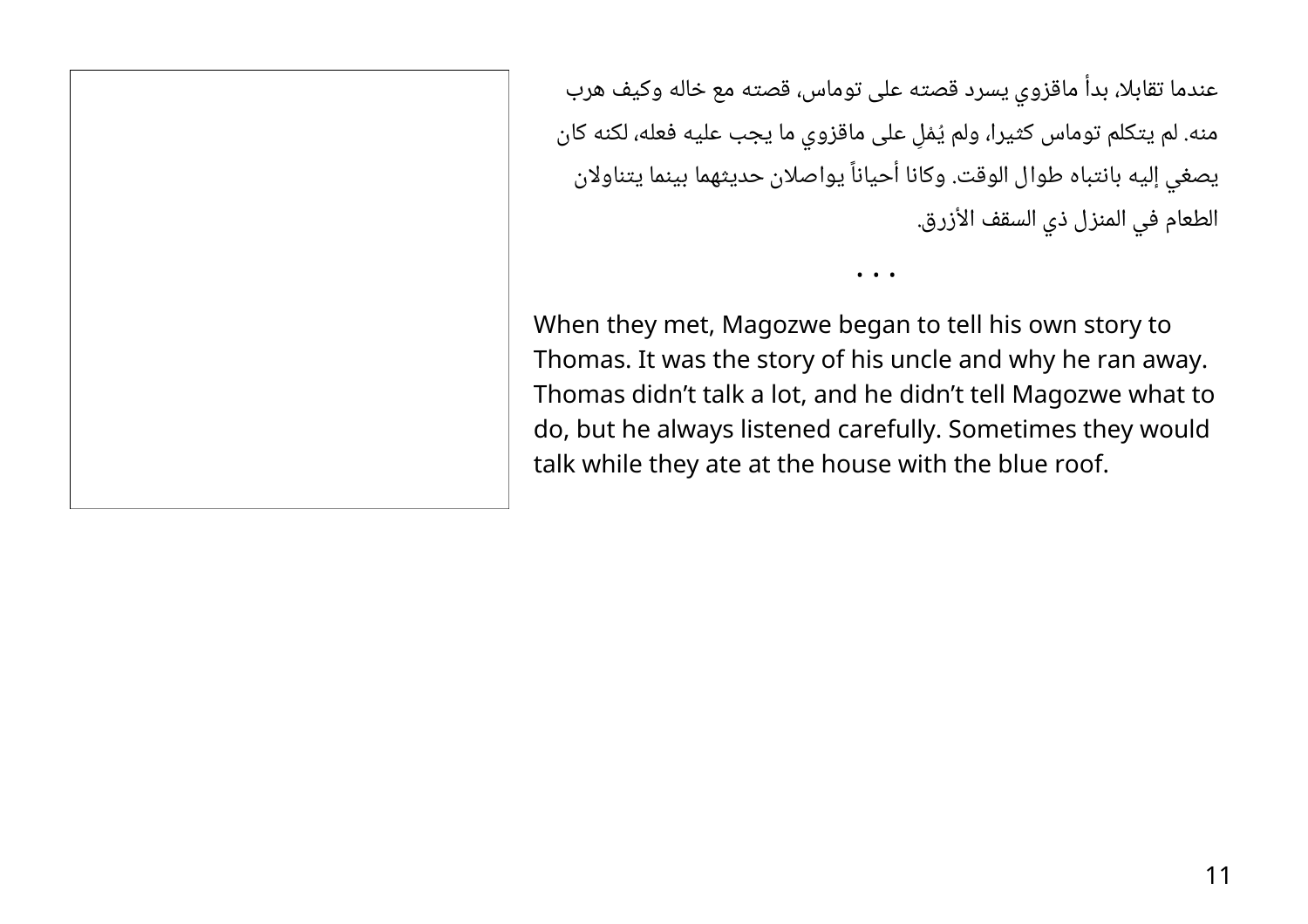عندما تقابلا، بدأ ماقزوي يسرد قصته على توماس، قصته مع خاله وكيف هرب منه. لم يتكلم توماس كثيرا، ولم يُمْلِ على ماقزوي ما يجب عليه فعله، لكنه كان يصغي إليه بانتباه طوال الوقت. وكانا أحياناً يواصلان حديثهما بينما يتناولان الطعام في المنزل ذي السقف الأزرق.

• • •

When they met, Magozwe began to tell his own story to Thomas. It was the story of his uncle and why he ran away. Thomas didn't talk a lot, and he didn't tell Magozwe what to do, but he always listened carefully. Sometimes they would talk while they ate at the house with the blue roof.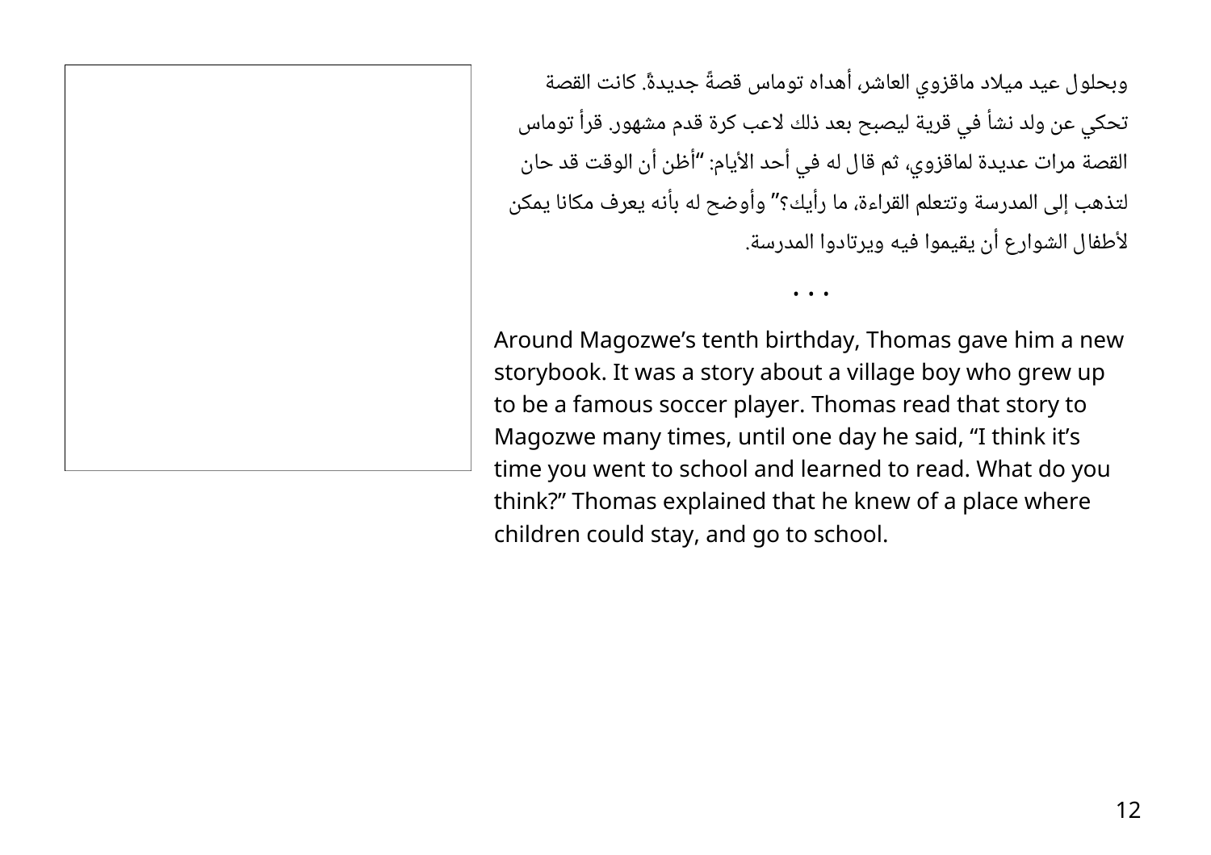وبحلول عيد ميلاد ماقزوي العاشر، أهداه توماس قصةً جديدةً. كانت القصة تحكي عن ولد نشأ في قرية ليصبح بعد ذلك لاعب كرة قدم مشهور. قرأ توماس القصة مرات عديدة لماقزوي، ثم قال له في أحد الأيام: "أظن أن الوقت قد حان لتذهب إلى المدرسة وتتعلم القراءة، ما رأيك؟" وأوضح له بأنه يعرف مكانا يمكن لأطفال الشوارع أن يقيموا فيه ويرتادوا المدرسة.

• • •

Around Magozwe's tenth birthday, Thomas gave him a new storybook. It was a story about a village boy who grew up to be a famous soccer player. Thomas read that story to Magozwe many times, until one day he said, "I think it's time you went to school and learned to read. What do you think?" Thomas explained that he knew of a place where children could stay, and go to school.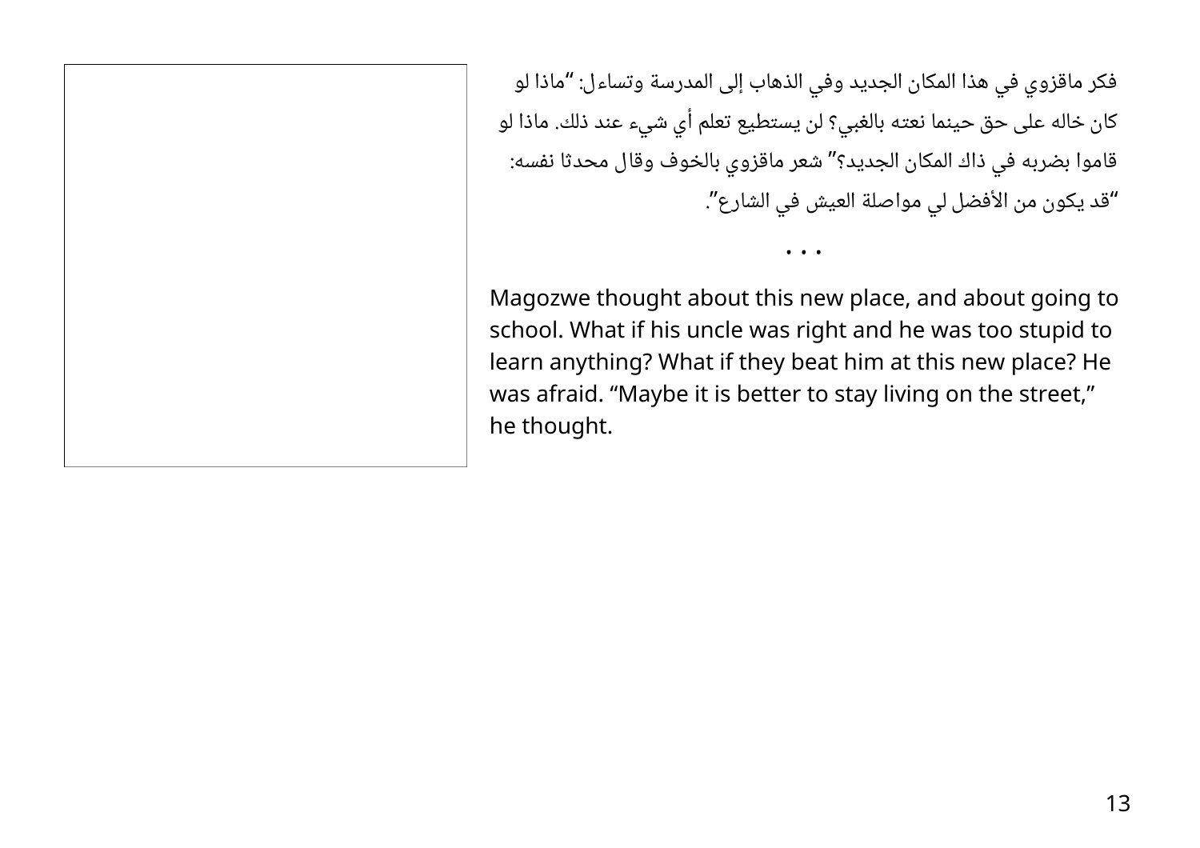فكر ماقزوي في هذا المكان الجديد وفي الذهاب إلى المدرسة وتساءل: "ماذا لو كان خاله على حق حينما نعته بالغبي؟ لن يستطيع تعلم أي شيء عند ذلك. ماذا لو قاموا بضربه في ذاك المكان الجديد؟" شعر ماقزوي بالخوف وقال محدثا نفسه: "قد يكون من الأفضل لي مواصلة العيش في الشارع".

• • •

Magozwe thought about this new place, and about going to school. What if his uncle was right and he was too stupid to learn anything? What if they beat him at this new place? He was afraid. "Maybe it is better to stay living on the street," he thought.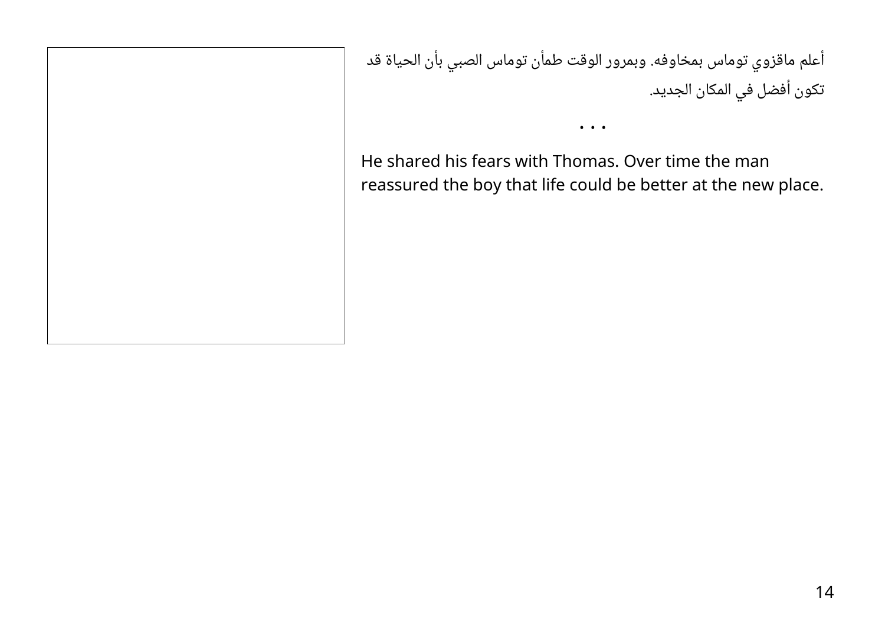أعلم ماقزوي توماس بمخاوفه. وبمرور الوقت طمأن توماس الصبي بأن الحياة قد تكون أفضل في المكان الجديد.

• • •

He shared his fears with Thomas. Over time the man reassured the boy that life could be better at the new place.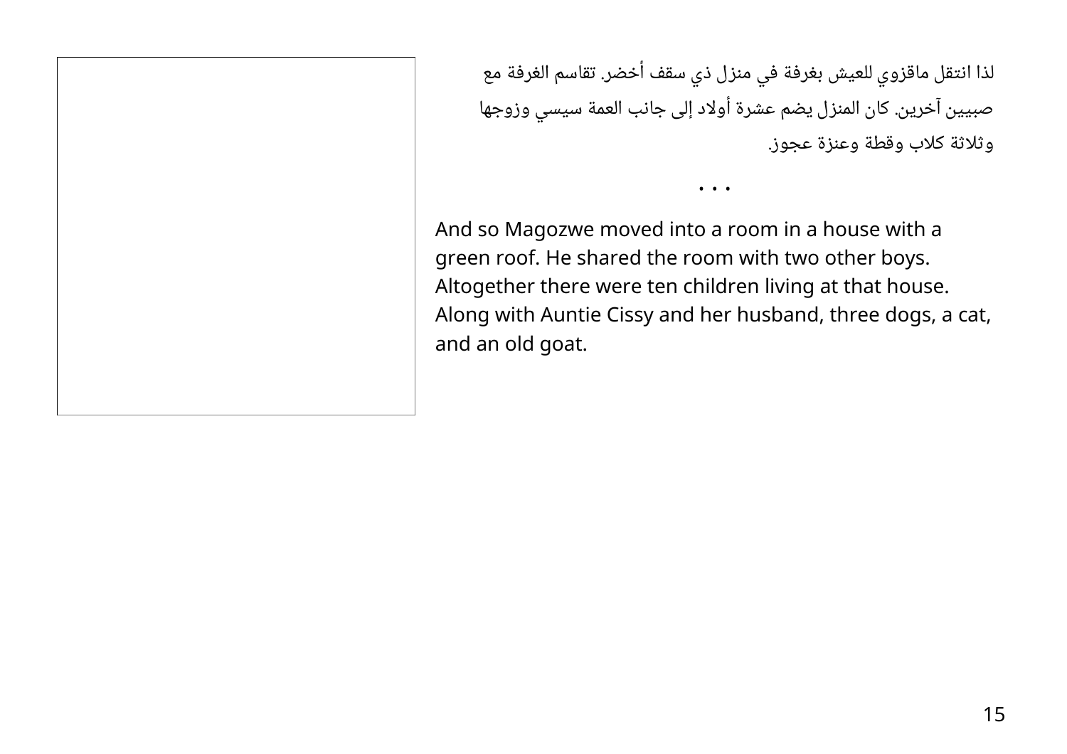لذا انتقل ماقزوي للعيش بغرفة في منزل ذي سقف أخضر. تقاسم الغرفة مع صبيين آخرين. كان المنزل يضم عشرة أولاد إلى جانب العمة سيسي وزوجها وثلاثة كلاب وقطة وعنزة عجوز.

• • •

And so Magozwe moved into a room in a house with a green roof. He shared the room with two other boys. Altogether there were ten children living at that house. Along with Auntie Cissy and her husband, three dogs, a cat, and an old goat.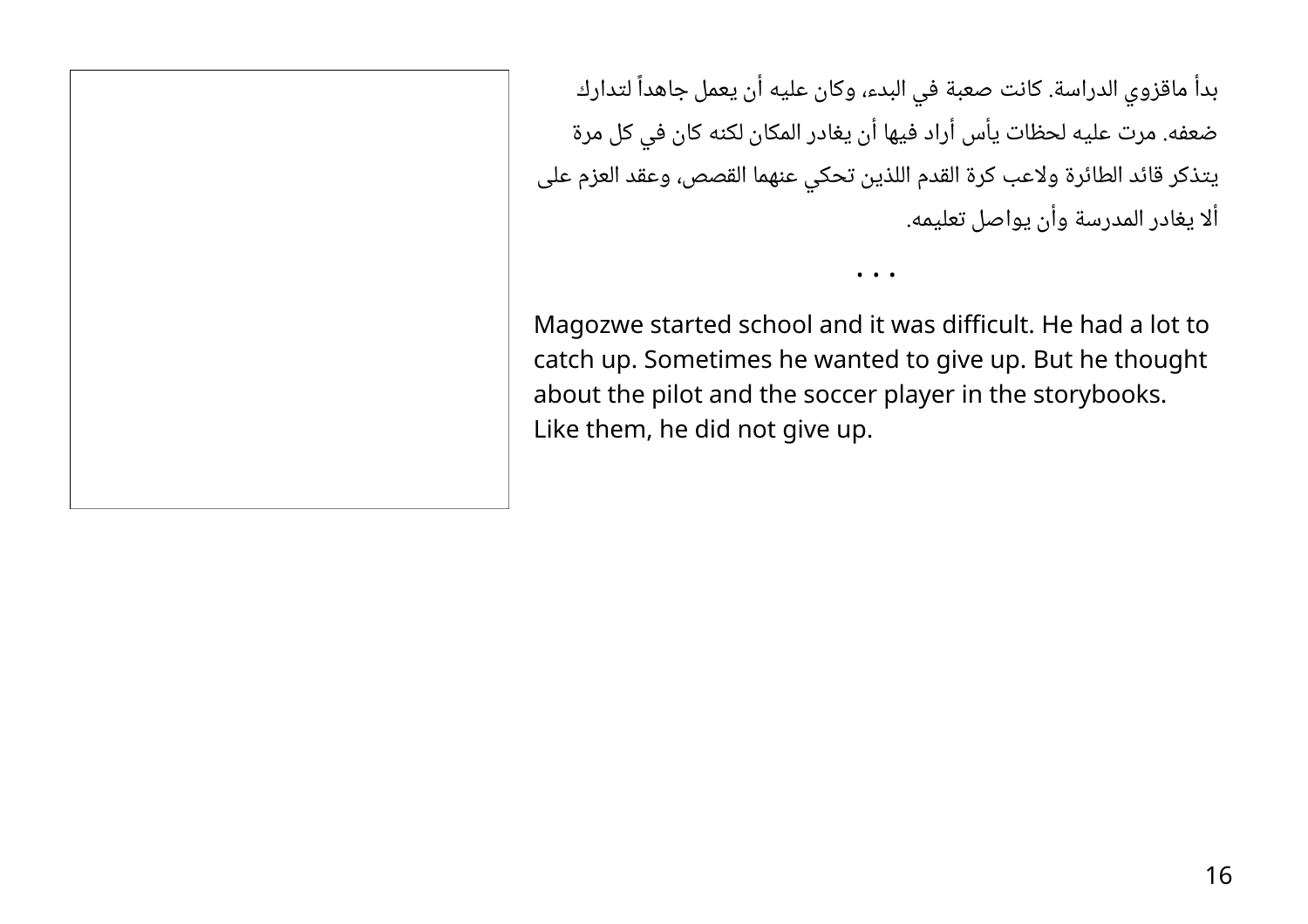بدأ ماقزوي الدراسة. كانت صعبة في البدء، وكان عليه أن يعمل جاهداً لتدارك ضعفه. مرت عليه لحظات يأس أراد فيها أن يغادر المكان لكنه كان في كل مرة يتذكر قائد الطائرة ولاعب كرة القدم اللذين تحكي عنهما القصص، وعقد العزم على ألا يغادر المدرسة وأن يواصل تعليمه.

• • •

Magozwe started school and it was difficult. He had a lot to catch up. Sometimes he wanted to give up. But he thought about the pilot and the soccer player in the storybooks. Like them, he did not give up.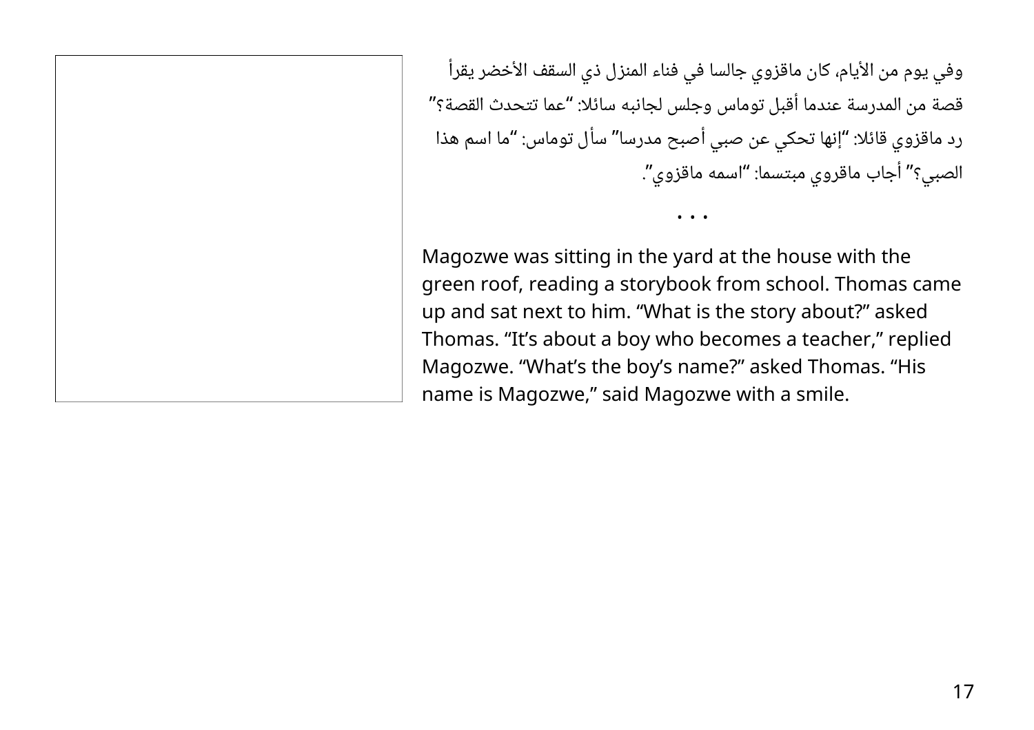وفي يوم من الأيام، كان ماقزوي جالسا في فناء المنزل ذي السقف الأخضر يقرأ قصة من المدرسة عندما أقبل توماس وجلس لجانبه سائلا: "عما تتحدث القصة؟" رد ماقزوي قائلا: "إنها تحكي عن صبي أصبح مدرسا" سأل توماس: "ما اسم هذا الصبي؟" أجاب ماقروي مبتسما: "اسمه ماقزوي".

• • •

Magozwe was sitting in the yard at the house with the green roof, reading a storybook from school. Thomas came up and sat next to him. "What is the story about?" asked Thomas. "It's about a boy who becomes a teacher," replied Magozwe. "What's the boy's name?" asked Thomas. "His name is Magozwe," said Magozwe with a smile.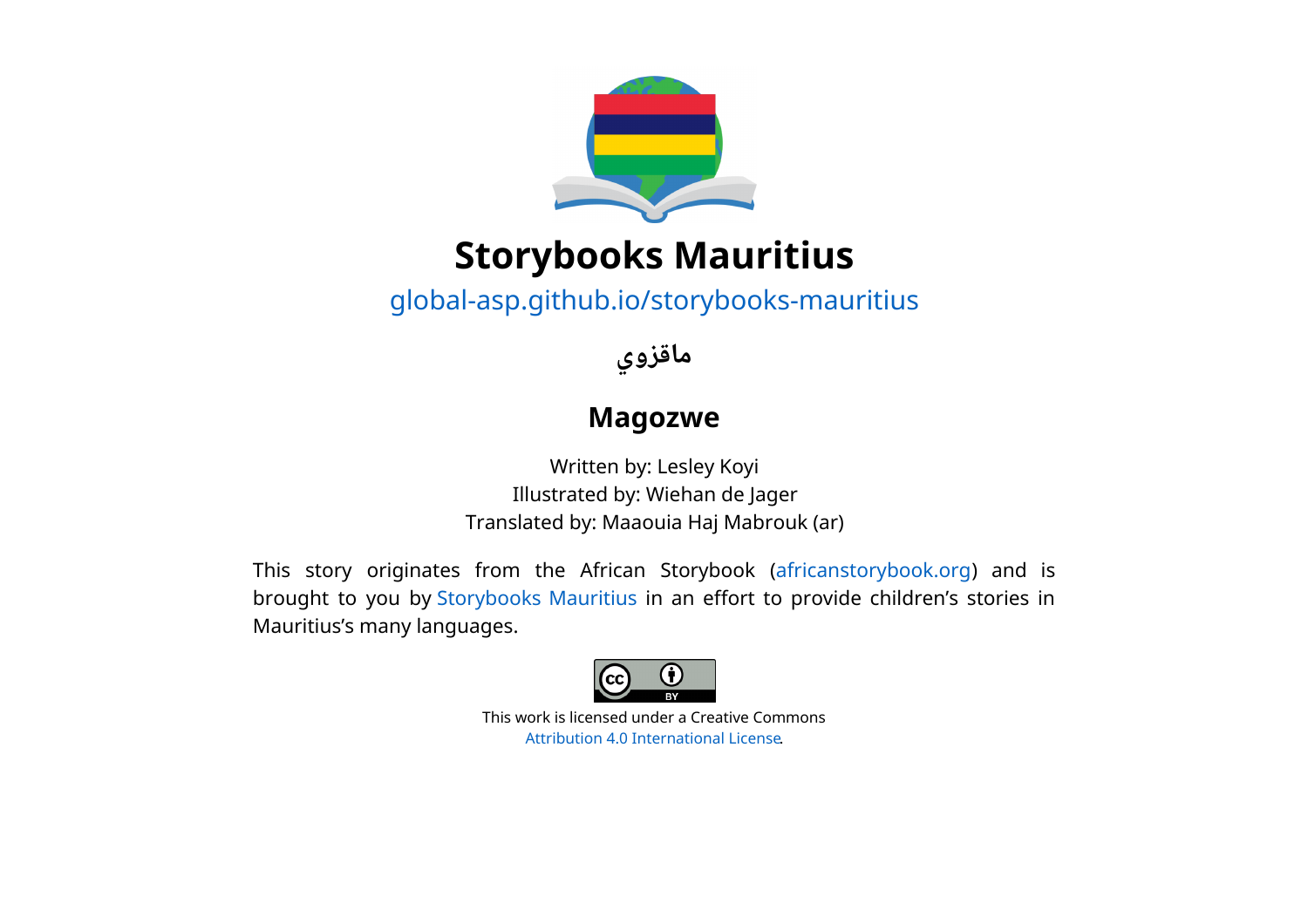# Storybooks Mauritius

global-asp.github.io/storybooks-mauritius

**ماقزوي**

## Magozwe

Written by: Lesley Koyi
Illustrated by: Wiehan de Jager
Translated by: Maaouia Haj Mabrouk (ar)

This story originates from the African Storybook (africanstorybook.org) and is brought to you by Storybooks Mauritius in an effort to provide children's stories in Mauritius's many languages.

This work is licensed under a Creative Commons Attribution 4.0 International License.